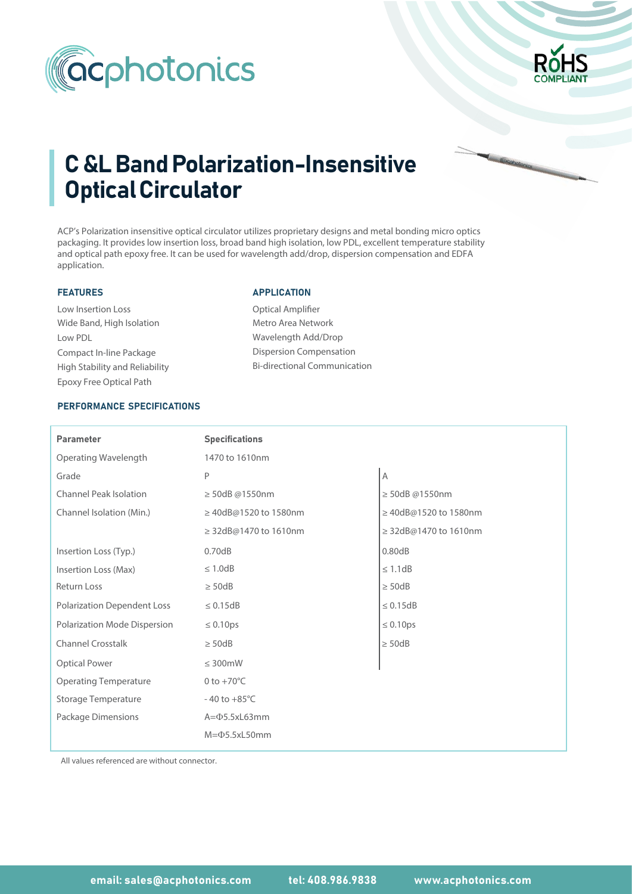# C &L Band Polarization-Insensitive Optical Circulator

ACP's Polarization insensitive optical circulator utilizes proprietary designs and metal bonding micro optics packaging. It provides low insertion loss, broad band high isolation, low PDL, excellent temperature stability and optical path epoxy free. It can be used for wavelength add/drop, dispersion compensation and EDFA application.

### FEATURES

- Low Insertion Loss
- Wide Band, High Isolation
- Low PDL
- Compact In-line Package
- High Stability and Reliability
- Epoxy Free Optical Path

### APPLICATION

- Optical Amplifier
- Metro Area Network
- Wavelength Add/Drop
- Dispersion Compensation
- Bi-directional Communication

### PERFORMANCE SPECIFICATIONS

| Parameter | Specifications | |
|---|---|---|
| Operating Wavelength | 1470 to 1610nm | |
| Grade | P | A |
| Channel Peak Isolation | ≥ 50dB @1550nm | ≥ 50dB @1550nm |
| Channel Isolation (Min.) | ≥ 40dB@1520 to 1580nm | ≥ 40dB@1520 to 1580nm |
| | ≥ 32dB@1470 to 1610nm | ≥ 32dB@1470 to 1610nm |
| Insertion Loss (Typ.) | 0.70dB | 0.80dB |
| Insertion Loss (Max) | ≤ 1.0dB | ≤ 1.1dB |
| Return Loss | ≥ 50dB | ≥ 50dB |
| Polarization Dependent Loss | ≤ 0.15dB | ≤ 0.15dB |
| Polarization Mode Dispersion | ≤ 0.10ps | ≤ 0.10ps |
| Channel Crosstalk | ≥ 50dB | ≥ 50dB |
| Optical Power | ≤ 300mW | |
| Operating Temperature | 0 to +70°C | |
| Storage Temperature | - 40 to +85°C | |
| Package Dimensions | A=Φ5.5xL63mm | |
| | M=Φ5.5xL50mm | |

All values referenced are without connector.

email: sales@acphotonics.com tel: 408.986.9838 www.acphotonics.com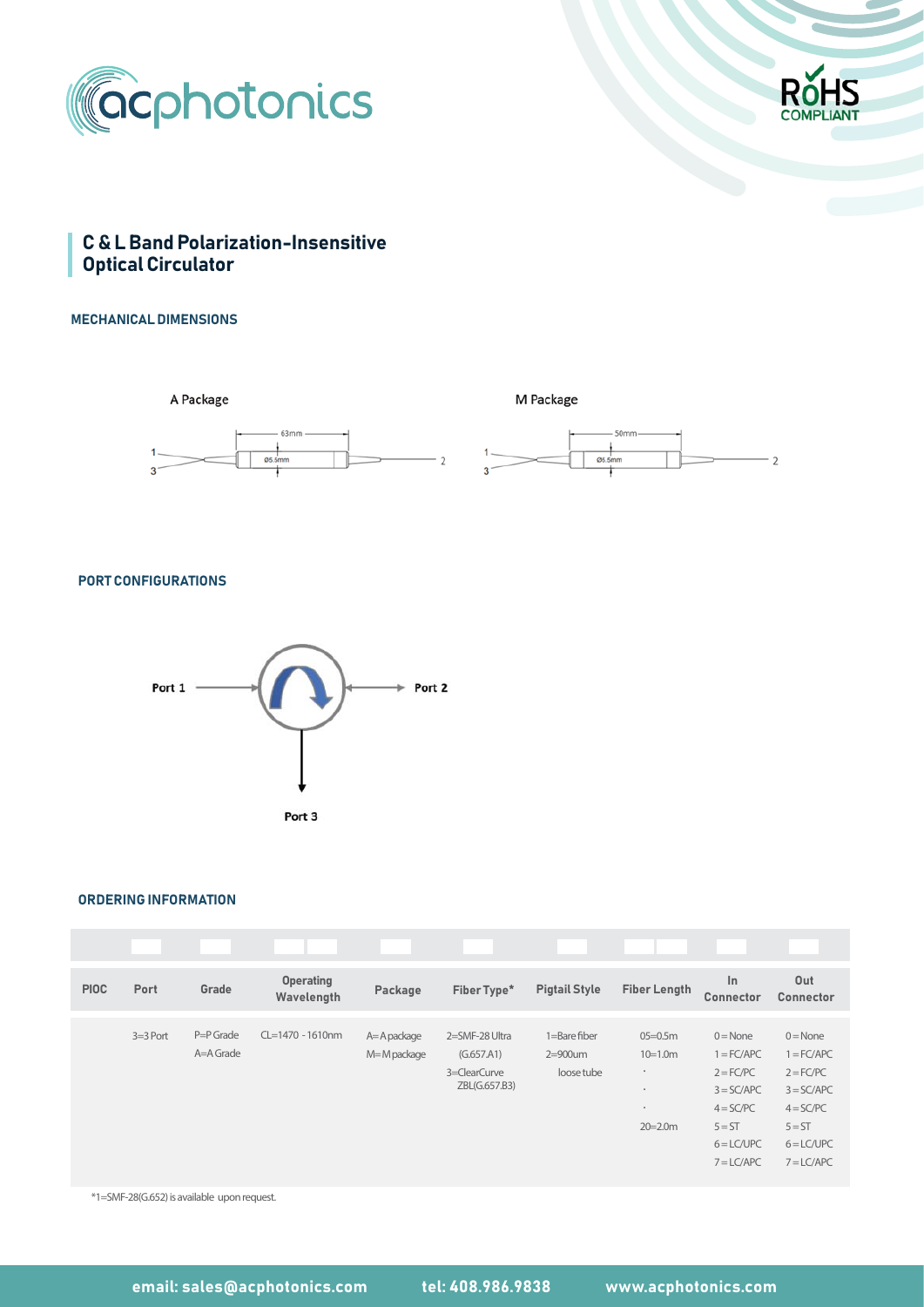## C & L Band Polarization-Insensitive Optical Circulator

### MECHANICAL DIMENSIONS

A Package

63mm
Ø5.5mm
1
3
2

M Package

50mm
Ø5.5mm
1
3
2

### PORT CONFIGURATIONS

Port 1
Port 2
Port 3

### ORDERING INFORMATION

| PIOC | Port | Grade | Operating Wavelength | Package | Fiber Type* | Pigtail Style | Fiber Length | In Connector | Out Connector |
|---|---|---|---|---|---|---|---|---|---|
| | 3=3 Port | P=P Grade<br>A=A Grade | CL=1470 - 1610nm | A=A package<br>M=M package | 2=SMF-28 Ultra (G.657.A1)<br>3=ClearCurve ZBL(G.657.B3) | 1=Bare fiber<br>2=900um loose tube | 05=0.5m<br>10=1.0m<br>·<br>·<br>·<br>20=2.0m | 0 = None<br>1 = FC/APC<br>2 = FC/PC<br>3 = SC/APC<br>4 = SC/PC<br>5 = ST<br>6 = LC/UPC<br>7 = LC/APC | 0 = None<br>1 = FC/APC<br>2 = FC/PC<br>3 = SC/APC<br>4 = SC/PC<br>5 = ST<br>6 = LC/UPC<br>7 = LC/APC |

*1=SMF-28(G.652) is available upon request.

email: sales@acphotonics.com tel: 408.986.9838 www.acphotonics.com